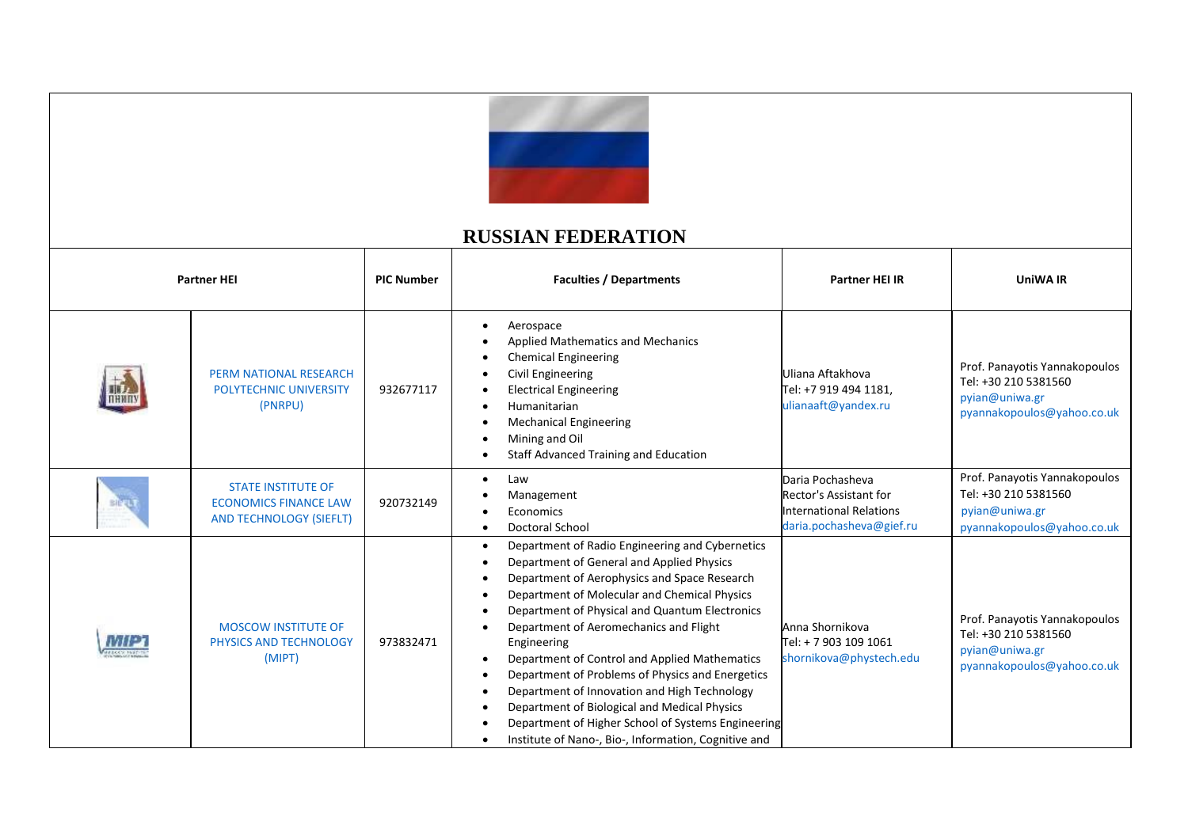# RUSSIAN FEDERATION

| Partner HEI | | PIC Number | Faculties / Departments | Partner HEI IR | UniWA IR |
|---|---|---|---|---|---|
| | PERM NATIONAL RESEARCH POLYTECHNIC UNIVERSITY (PNRPU) | 932677117 | • Aerospace<br>• Applied Mathematics and Mechanics<br>• Chemical Engineering<br>• Civil Engineering<br>• Electrical Engineering<br>• Humanitarian<br>• Mechanical Engineering<br>• Mining and Oil<br>• Staff Advanced Training and Education | Uliana Aftakhova<br>Tel: +7 919 494 1181,<br>ulianaaft@yandex.ru | Prof. Panayotis Yannakopoulos<br>Tel: +30 210 5381560<br>pyian@uniwa.gr<br>pyannakopoulos@yahoo.co.uk |
| | STATE INSTITUTE OF ECONOMICS FINANCE LAW AND TECHNOLOGY (SIEFLT) | 920732149 | • Law<br>• Management<br>• Economics<br>• Doctoral School | Daria Pochasheva<br>Rector's Assistant for International Relations<br>daria.pochasheva@gief.ru | Prof. Panayotis Yannakopoulos<br>Tel: +30 210 5381560<br>pyian@uniwa.gr<br>pyannakopoulos@yahoo.co.uk |
| | MOSCOW INSTITUTE OF PHYSICS AND TECHNOLOGY (MIPT) | 973832471 | • Department of Radio Engineering and Cybernetics<br>• Department of General and Applied Physics<br>• Department of Aerophysics and Space Research<br>• Department of Molecular and Chemical Physics<br>• Department of Physical and Quantum Electronics<br>• Department of Aeromechanics and Flight Engineering<br>• Department of Control and Applied Mathematics<br>• Department of Problems of Physics and Energetics<br>• Department of Innovation and High Technology<br>• Department of Biological and Medical Physics<br>• Department of Higher School of Systems Engineering<br>• Institute of Nano-, Bio-, Information, Cognitive and | Anna Shornikova<br>Tel: + 7 903 109 1061<br>shornikova@phystech.edu | Prof. Panayotis Yannakopoulos<br>Tel: +30 210 5381560<br>pyian@uniwa.gr<br>pyannakopoulos@yahoo.co.uk |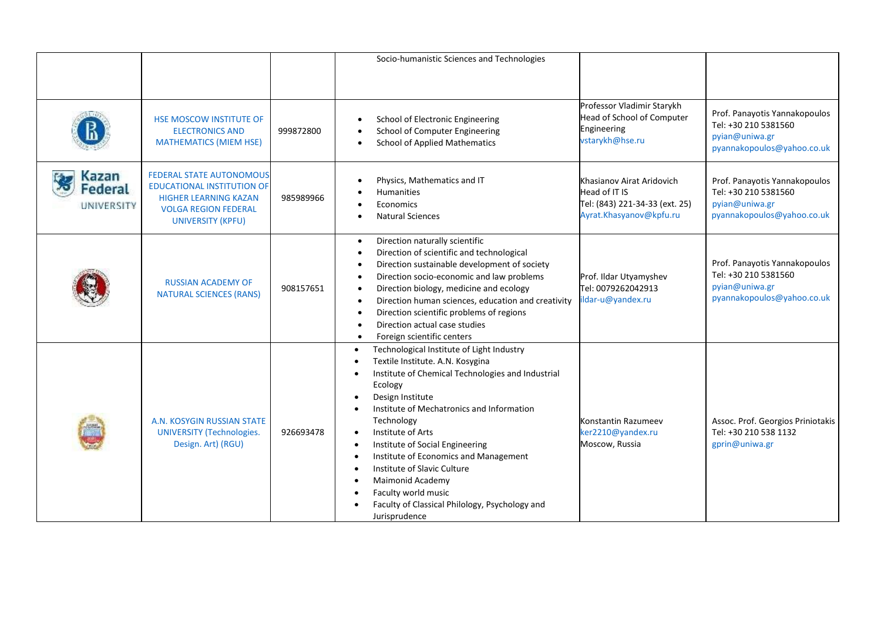| | | | | | |
|---|---|---|---|---|---|
| | | | Socio-humanistic Sciences and Technologies | | |
| | HSE MOSCOW INSTITUTE OF ELECTRONICS AND MATHEMATICS (MIEM HSE) | 999872800 | • School of Electronic Engineering<br>• School of Computer Engineering<br>• School of Applied Mathematics | Professor Vladimir Starykh<br>Head of School of Computer Engineering<br>vstarykh@hse.ru | Prof. Panayotis Yannakopoulos<br>Tel: +30 210 5381560<br>pyian@uniwa.gr<br>pyannakopoulos@yahoo.co.uk |
| Kazan Federal UNIVERSITY | FEDERAL STATE AUTONOMOUS EDUCATIONAL INSTITUTION OF HIGHER LEARNING KAZAN VOLGA REGION FEDERAL UNIVERSITY (KPFU) | 985989966 | • Physics, Mathematics and IT<br>• Humanities<br>• Economics<br>• Natural Sciences | Khasianov Airat Aridovich<br>Head of IT IS<br>Tel: (843) 221-34-33 (ext. 25)<br>Ayrat.Khasyanov@kpfu.ru | Prof. Panayotis Yannakopoulos<br>Tel: +30 210 5381560<br>pyian@uniwa.gr<br>pyannakopoulos@yahoo.co.uk |
| | RUSSIAN ACADEMY OF NATURAL SCIENCES (RANS) | 908157651 | • Direction naturally scientific<br>• Direction of scientific and technological<br>• Direction sustainable development of society<br>• Direction socio-economic and law problems<br>• Direction biology, medicine and ecology<br>• Direction human sciences, education and creativity<br>• Direction scientific problems of regions<br>• Direction actual case studies<br>• Foreign scientific centers | Prof. Ildar Utyamyshev<br>Tel: 0079262042913<br>ildar-u@yandex.ru | Prof. Panayotis Yannakopoulos<br>Tel: +30 210 5381560<br>pyian@uniwa.gr<br>pyannakopoulos@yahoo.co.uk |
| | A.N. KOSYGIN RUSSIAN STATE UNIVERSITY (Technologies. Design. Art) (RGU) | 926693478 | • Technological Institute of Light Industry<br>• Textile Institute. A.N. Kosygina<br>• Institute of Chemical Technologies and Industrial Ecology<br>• Design Institute<br>• Institute of Mechatronics and Information Technology<br>• Institute of Arts<br>• Institute of Social Engineering<br>• Institute of Economics and Management<br>• Institute of Slavic Culture<br>• Maimonid Academy<br>• Faculty world music<br>• Faculty of Classical Philology, Psychology and Jurisprudence | Konstantin Razumeev<br>ker2210@yandex.ru<br>Moscow, Russia | Assoc. Prof. Georgios Priniotakis<br>Tel: +30 210 538 1132<br>gprin@uniwa.gr |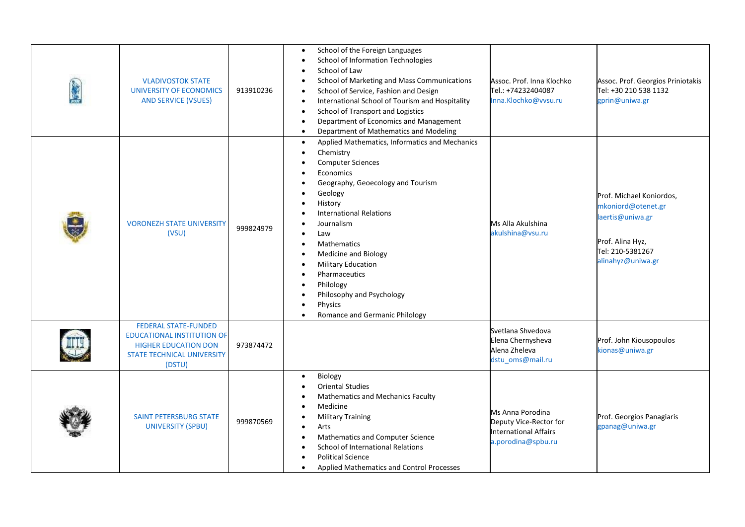|  | | | | | |
|---|---|---|---|---|---|
|  | VLADIVOSTOK STATE UNIVERSITY OF ECONOMICS AND SERVICE (VSUES) | 913910236 | • School of the Foreign Languages<br>• School of Information Technologies<br>• School of Law<br>• School of Marketing and Mass Communications<br>• School of Service, Fashion and Design<br>• International School of Tourism and Hospitality<br>• School of Transport and Logistics<br>• Department of Economics and Management<br>• Department of Mathematics and Modeling | Assoc. Prof. Inna Klochko<br>Tel.: +74232404087<br>Inna.Klochko@vvsu.ru | Assoc. Prof. Georgios Priniotakis<br>Tel: +30 210 538 1132<br>gprin@uniwa.gr |
|  | VORONEZH STATE UNIVERSITY (VSU) | 999824979 | • Applied Mathematics, Informatics and Mechanics<br>• Chemistry<br>• Computer Sciences<br>• Economics<br>• Geography, Geoecology and Tourism<br>• Geology<br>• History<br>• International Relations<br>• Journalism<br>• Law<br>• Mathematics<br>• Medicine and Biology<br>• Military Education<br>• Pharmaceutics<br>• Philology<br>• Philosophy and Psychology<br>• Physics<br>• Romance and Germanic Philology | Ms Alla Akulshina<br>akulshina@vsu.ru | Prof. Michael Koniordos,<br>mkoniord@otenet.gr<br>laertis@uniwa.gr<br><br>Prof. Alina Hyz,<br>Tel: 210-5381267<br>alinahyz@uniwa.gr |
|  | FEDERAL STATE-FUNDED EDUCATIONAL INSTITUTION OF HIGHER EDUCATION DON STATE TECHNICAL UNIVERSITY (DSTU) | 973874472 |  | Svetlana Shvedova<br>Elena Chernysheva<br>Alena Zheleva<br>dstu_oms@mail.ru | Prof. John Kiousopoulos<br>kionas@uniwa.gr |
|  | SAINT PETERSBURG STATE UNIVERSITY (SPBU) | 999870569 | • Biology<br>• Oriental Studies<br>• Mathematics and Mechanics Faculty<br>• Medicine<br>• Military Training<br>• Arts<br>• Mathematics and Computer Science<br>• School of International Relations<br>• Political Science<br>• Applied Mathematics and Control Processes | Ms Anna Porodina<br>Deputy Vice-Rector for International Affairs<br>a.porodina@spbu.ru | Prof. Georgios Panagiaris<br>gpanag@uniwa.gr |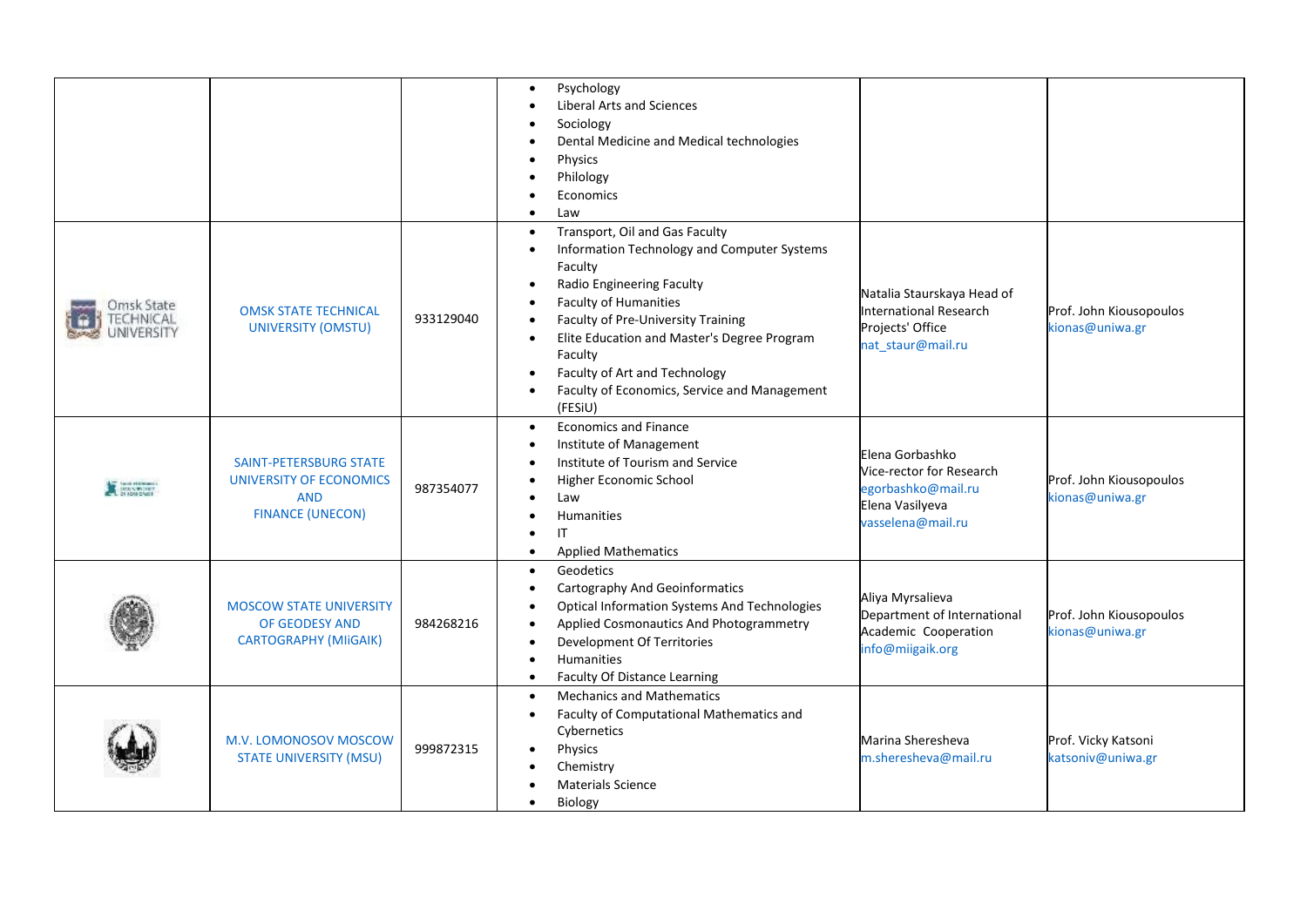| | | | | | |
|---|---|---|---|---|---|
| | | | • Psychology<br>• Liberal Arts and Sciences<br>• Sociology<br>• Dental Medicine and Medical technologies<br>• Physics<br>• Philology<br>• Economics<br>• Law | | |
| Omsk State TECHNICAL UNIVERSITY | OMSK STATE TECHNICAL UNIVERSITY (OMSTU) | 933129040 | • Transport, Oil and Gas Faculty<br>• Information Technology and Computer Systems Faculty<br>• Radio Engineering Faculty<br>• Faculty of Humanities<br>• Faculty of Pre-University Training<br>• Elite Education and Master's Degree Program Faculty<br>• Faculty of Art and Technology<br>• Faculty of Economics, Service and Management (FESiU) | Natalia Staurskaya Head of International Research Projects' Office<br>nat_staur@mail.ru | Prof. John Kiousopoulos<br>kionas@uniwa.gr |
| | SAINT-PETERSBURG STATE UNIVERSITY OF ECONOMICS AND FINANCE (UNECON) | 987354077 | • Economics and Finance<br>• Institute of Management<br>• Institute of Tourism and Service<br>• Higher Economic School<br>• Law<br>• Humanities<br>• IT<br>• Applied Mathematics | Elena Gorbashko<br>Vice-rector for Research<br>egorbashko@mail.ru<br>Elena Vasilyeva<br>vasselena@mail.ru | Prof. John Kiousopoulos<br>kionas@uniwa.gr |
| | MOSCOW STATE UNIVERSITY OF GEODESY AND CARTOGRAPHY (MIIGAIK) | 984268216 | • Geodetics<br>• Cartography And Geoinformatics<br>• Optical Information Systems And Technologies<br>• Applied Cosmonautics And Photogrammetry<br>• Development Of Territories<br>• Humanities<br>• Faculty Of Distance Learning | Aliya Myrsalieva<br>Department of International Academic Cooperation<br>info@miigaik.org | Prof. John Kiousopoulos<br>kionas@uniwa.gr |
| | M.V. LOMONOSOV MOSCOW STATE UNIVERSITY (MSU) | 999872315 | • Mechanics and Mathematics<br>• Faculty of Computational Mathematics and Cybernetics<br>• Physics<br>• Chemistry<br>• Materials Science<br>• Biology | Marina Sheresheva<br>m.sheresheva@mail.ru | Prof. Vicky Katsoni<br>katsoniv@uniwa.gr |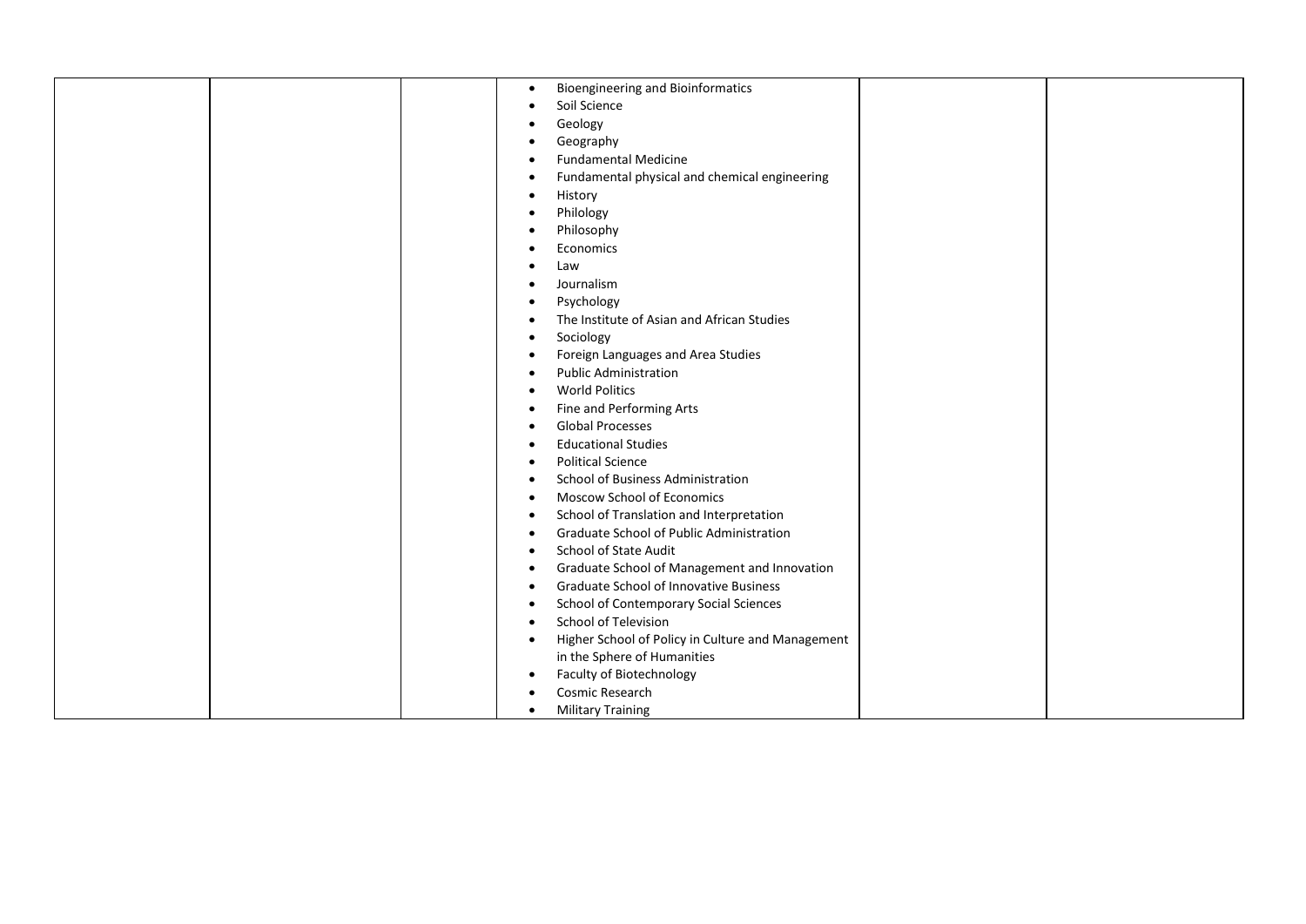| | | | | | |
|---|---|---|---|---|---|
| | | | • Bioengineering and Bioinformatics<br>• Soil Science<br>• Geology<br>• Geography<br>• Fundamental Medicine<br>• Fundamental physical and chemical engineering<br>• History<br>• Philology<br>• Philosophy<br>• Economics<br>• Law<br>• Journalism<br>• Psychology<br>• The Institute of Asian and African Studies<br>• Sociology<br>• Foreign Languages and Area Studies<br>• Public Administration<br>• World Politics<br>• Fine and Performing Arts<br>• Global Processes<br>• Educational Studies<br>• Political Science<br>• School of Business Administration<br>• Moscow School of Economics<br>• School of Translation and Interpretation<br>• Graduate School of Public Administration<br>• School of State Audit<br>• Graduate School of Management and Innovation<br>• Graduate School of Innovative Business<br>• School of Contemporary Social Sciences<br>• School of Television<br>• Higher School of Policy in Culture and Management in the Sphere of Humanities<br>• Faculty of Biotechnology<br>• Cosmic Research<br>• Military Training | | |